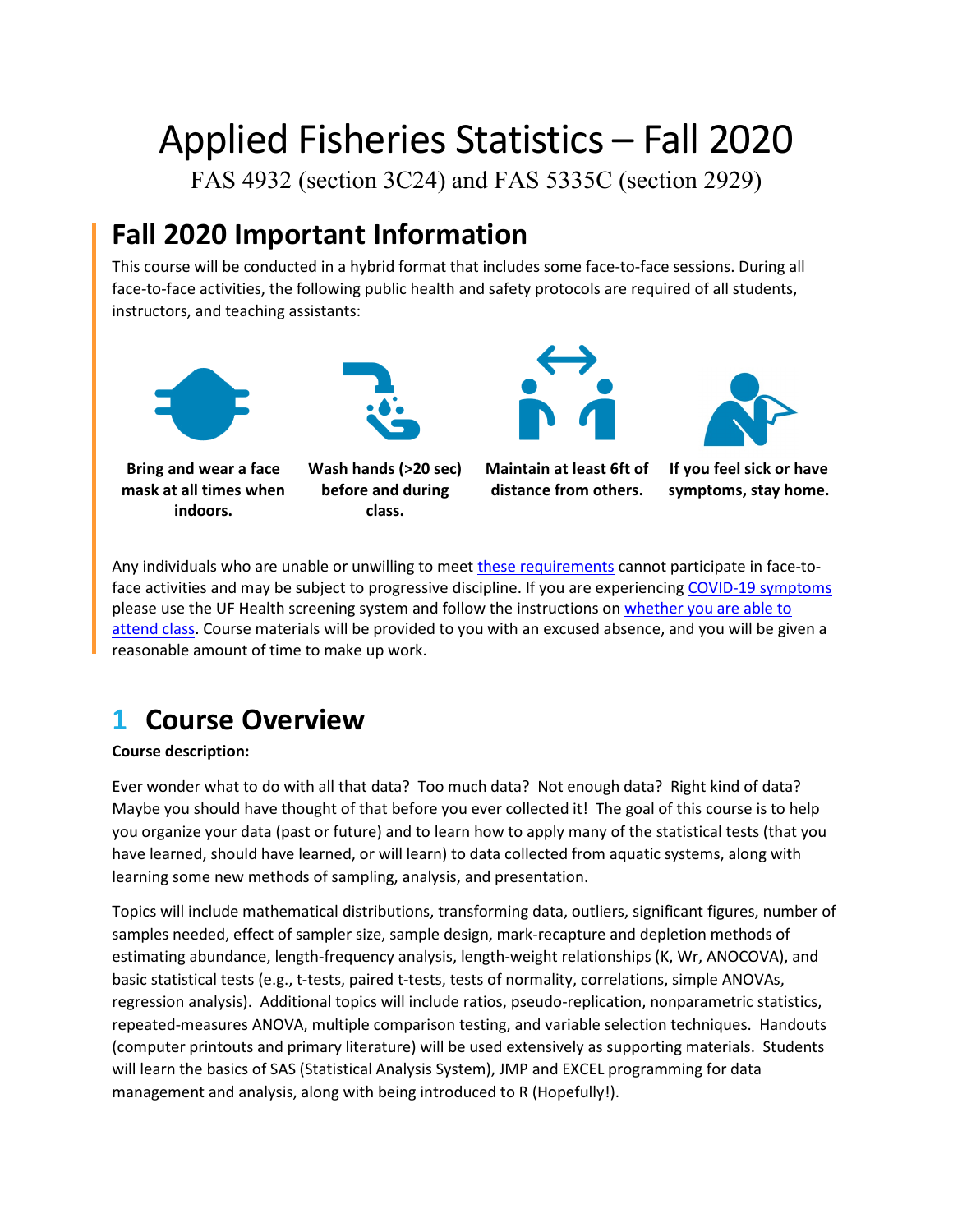# Applied Fisheries Statistics – Fall 2020

FAS 4932 (section 3C24) and FAS 5335C (section 2929)

## Fall 2020 Important Information

This course will be conducted in a hybrid format that includes some face-to-face sessions. During all face-to-face activities, the following public health and safety protocols are required of all students, instructors, and teaching assistants:

**Bring and wear a face mask at all times when indoors.**

**Wash hands (>20 sec) before and during class.**

**Maintain at least 6ft of distance from others.**

**If you feel sick or have symptoms, stay home.**

Any individuals who are unable or unwilling to meet these requirements cannot participate in face-to-face activities and may be subject to progressive discipline. If you are experiencing COVID-19 symptoms please use the UF Health screening system and follow the instructions on whether you are able to attend class. Course materials will be provided to you with an excused absence, and you will be given a reasonable amount of time to make up work.

# 1 Course Overview

**Course description:**

Ever wonder what to do with all that data? Too much data? Not enough data? Right kind of data? Maybe you should have thought of that before you ever collected it! The goal of this course is to help you organize your data (past or future) and to learn how to apply many of the statistical tests (that you have learned, should have learned, or will learn) to data collected from aquatic systems, along with learning some new methods of sampling, analysis, and presentation.

Topics will include mathematical distributions, transforming data, outliers, significant figures, number of samples needed, effect of sampler size, sample design, mark-recapture and depletion methods of estimating abundance, length-frequency analysis, length-weight relationships (K, Wr, ANOCOVA), and basic statistical tests (e.g., t-tests, paired t-tests, tests of normality, correlations, simple ANOVAs, regression analysis). Additional topics will include ratios, pseudo-replication, nonparametric statistics, repeated-measures ANOVA, multiple comparison testing, and variable selection techniques. Handouts (computer printouts and primary literature) will be used extensively as supporting materials. Students will learn the basics of SAS (Statistical Analysis System), JMP and EXCEL programming for data management and analysis, along with being introduced to R (Hopefully!).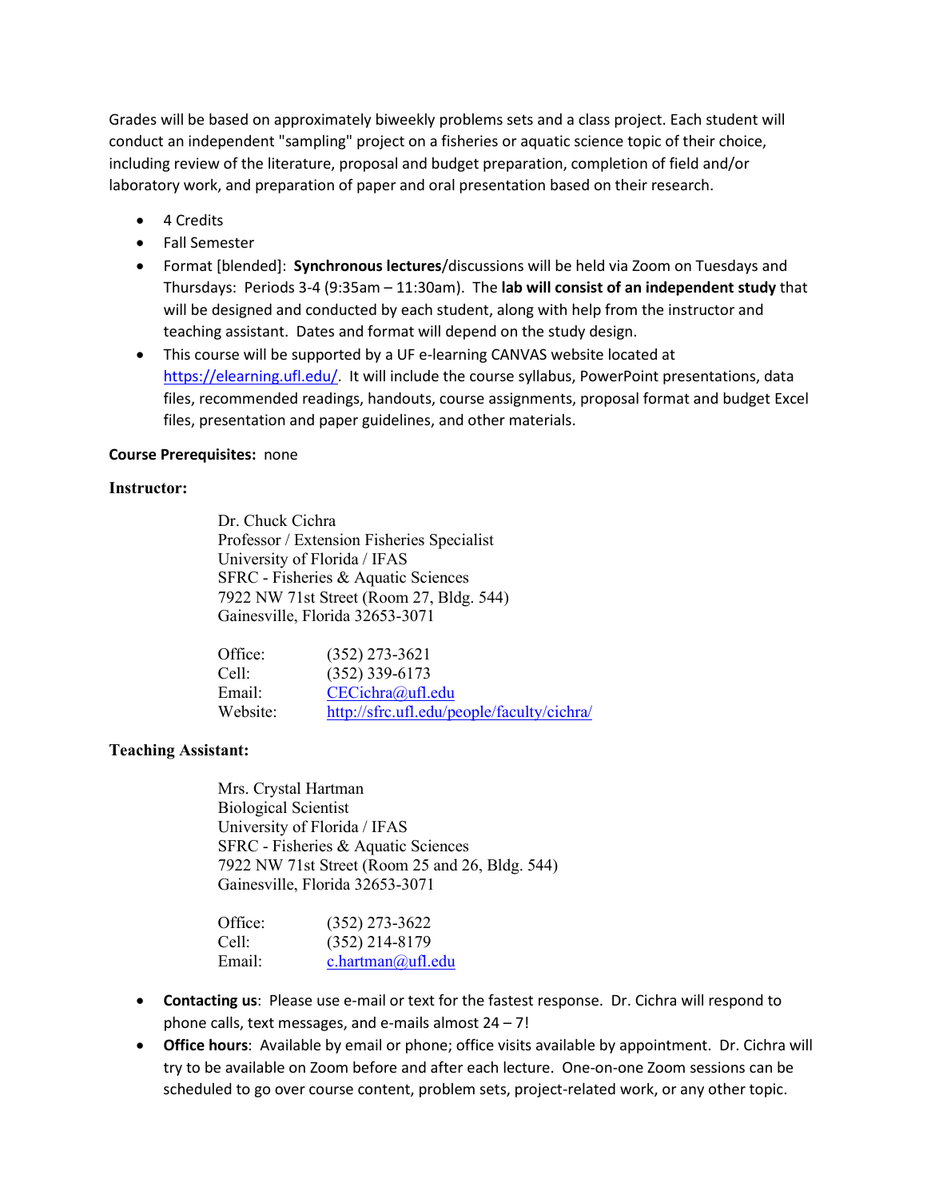Grades will be based on approximately biweekly problems sets and a class project. Each student will conduct an independent "sampling" project on a fisheries or aquatic science topic of their choice, including review of the literature, proposal and budget preparation, completion of field and/or laboratory work, and preparation of paper and oral presentation based on their research.

- 4 Credits
- Fall Semester
- Format [blended]: **Synchronous lectures**/discussions will be held via Zoom on Tuesdays and Thursdays: Periods 3-4 (9:35am – 11:30am). The **lab will consist of an independent study** that will be designed and conducted by each student, along with help from the instructor and teaching assistant. Dates and format will depend on the study design.
- This course will be supported by a UF e-learning CANVAS website located at https://elearning.ufl.edu/. It will include the course syllabus, PowerPoint presentations, data files, recommended readings, handouts, course assignments, proposal format and budget Excel files, presentation and paper guidelines, and other materials.

**Course Prerequisites:** none

**Instructor:**

Dr. Chuck Cichra
Professor / Extension Fisheries Specialist
University of Florida / IFAS
SFRC - Fisheries & Aquatic Sciences
7922 NW 71st Street (Room 27, Bldg. 544)
Gainesville, Florida 32653-3071

Office: (352) 273-3621
Cell: (352) 339-6173
Email: CECichra@ufl.edu
Website: http://sfrc.ufl.edu/people/faculty/cichra/

**Teaching Assistant:**

Mrs. Crystal Hartman
Biological Scientist
University of Florida / IFAS
SFRC - Fisheries & Aquatic Sciences
7922 NW 71st Street (Room 25 and 26, Bldg. 544)
Gainesville, Florida 32653-3071

Office: (352) 273-3622
Cell: (352) 214-8179
Email: c.hartman@ufl.edu

- **Contacting us**: Please use e-mail or text for the fastest response. Dr. Cichra will respond to phone calls, text messages, and e-mails almost 24 – 7!
- **Office hours**: Available by email or phone; office visits available by appointment. Dr. Cichra will try to be available on Zoom before and after each lecture. One-on-one Zoom sessions can be scheduled to go over course content, problem sets, project-related work, or any other topic.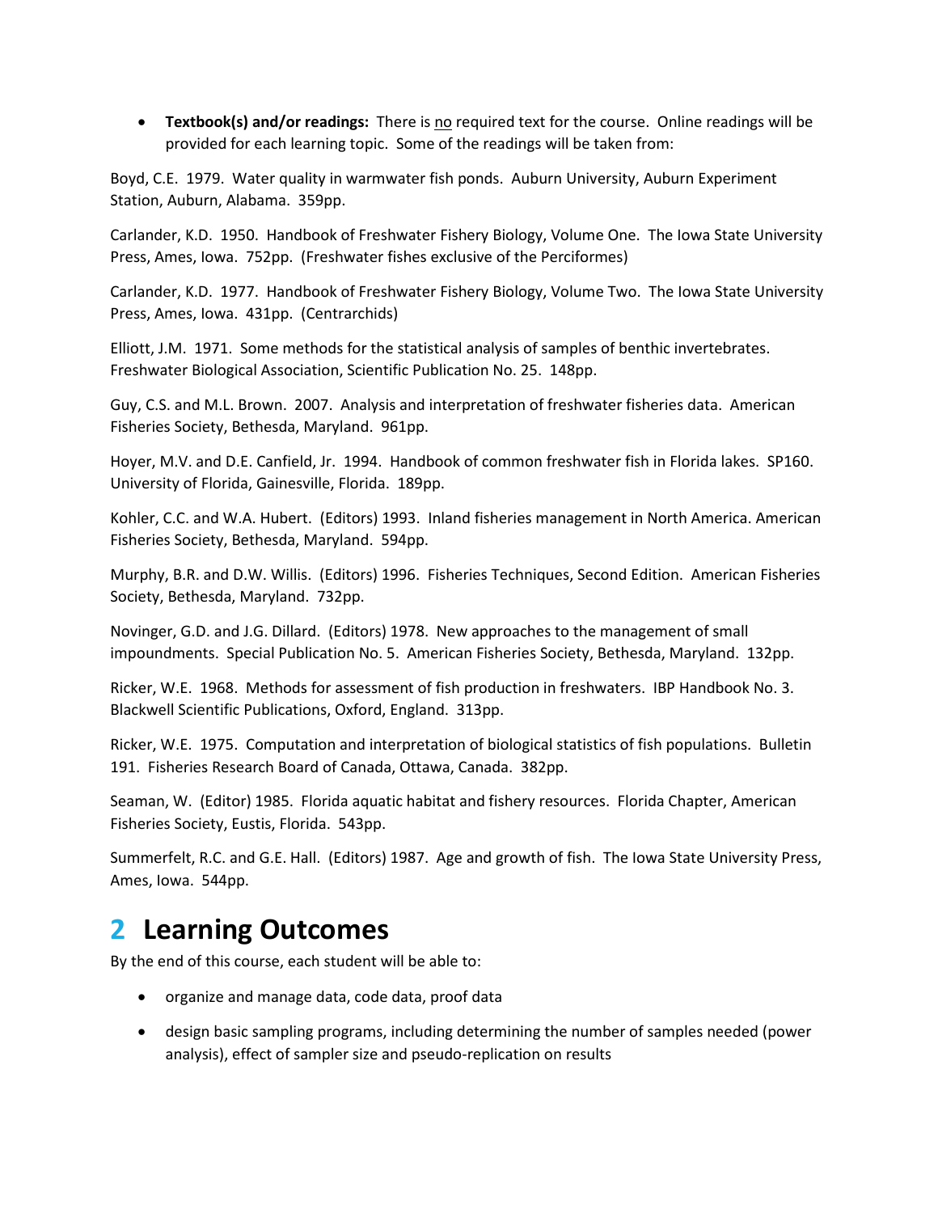- **Textbook(s) and/or readings:** There is <u>no</u> required text for the course. Online readings will be provided for each learning topic. Some of the readings will be taken from:

Boyd, C.E. 1979. Water quality in warmwater fish ponds. Auburn University, Auburn Experiment Station, Auburn, Alabama. 359pp.

Carlander, K.D. 1950. Handbook of Freshwater Fishery Biology, Volume One. The Iowa State University Press, Ames, Iowa. 752pp. (Freshwater fishes exclusive of the Perciformes)

Carlander, K.D. 1977. Handbook of Freshwater Fishery Biology, Volume Two. The Iowa State University Press, Ames, Iowa. 431pp. (Centrarchids)

Elliott, J.M. 1971. Some methods for the statistical analysis of samples of benthic invertebrates. Freshwater Biological Association, Scientific Publication No. 25. 148pp.

Guy, C.S. and M.L. Brown. 2007. Analysis and interpretation of freshwater fisheries data. American Fisheries Society, Bethesda, Maryland. 961pp.

Hoyer, M.V. and D.E. Canfield, Jr. 1994. Handbook of common freshwater fish in Florida lakes. SP160. University of Florida, Gainesville, Florida. 189pp.

Kohler, C.C. and W.A. Hubert. (Editors) 1993. Inland fisheries management in North America. American Fisheries Society, Bethesda, Maryland. 594pp.

Murphy, B.R. and D.W. Willis. (Editors) 1996. Fisheries Techniques, Second Edition. American Fisheries Society, Bethesda, Maryland. 732pp.

Novinger, G.D. and J.G. Dillard. (Editors) 1978. New approaches to the management of small impoundments. Special Publication No. 5. American Fisheries Society, Bethesda, Maryland. 132pp.

Ricker, W.E. 1968. Methods for assessment of fish production in freshwaters. IBP Handbook No. 3. Blackwell Scientific Publications, Oxford, England. 313pp.

Ricker, W.E. 1975. Computation and interpretation of biological statistics of fish populations. Bulletin 191. Fisheries Research Board of Canada, Ottawa, Canada. 382pp.

Seaman, W. (Editor) 1985. Florida aquatic habitat and fishery resources. Florida Chapter, American Fisheries Society, Eustis, Florida. 543pp.

Summerfelt, R.C. and G.E. Hall. (Editors) 1987. Age and growth of fish. The Iowa State University Press, Ames, Iowa. 544pp.

# 2 Learning Outcomes

By the end of this course, each student will be able to:

- organize and manage data, code data, proof data
- design basic sampling programs, including determining the number of samples needed (power analysis), effect of sampler size and pseudo-replication on results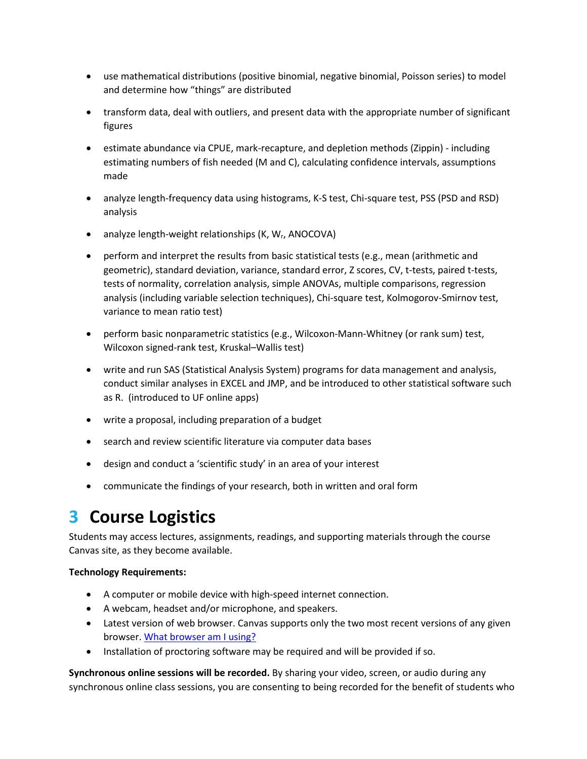- use mathematical distributions (positive binomial, negative binomial, Poisson series) to model and determine how "things" are distributed

- transform data, deal with outliers, and present data with the appropriate number of significant figures

- estimate abundance via CPUE, mark-recapture, and depletion methods (Zippin) - including estimating numbers of fish needed (M and C), calculating confidence intervals, assumptions made

- analyze length-frequency data using histograms, K-S test, Chi-square test, PSS (PSD and RSD) analysis

- analyze length-weight relationships (K, $W_r$, ANOCOVA)

- perform and interpret the results from basic statistical tests (e.g., mean (arithmetic and geometric), standard deviation, variance, standard error, Z scores, CV, t-tests, paired t-tests, tests of normality, correlation analysis, simple ANOVAs, multiple comparisons, regression analysis (including variable selection techniques), Chi-square test, Kolmogorov-Smirnov test, variance to mean ratio test)

- perform basic nonparametric statistics (e.g., Wilcoxon-Mann-Whitney (or rank sum) test, Wilcoxon signed-rank test, Kruskal–Wallis test)

- write and run SAS (Statistical Analysis System) programs for data management and analysis, conduct similar analyses in EXCEL and JMP, and be introduced to other statistical software such as R. (introduced to UF online apps)

- write a proposal, including preparation of a budget

- search and review scientific literature via computer data bases

- design and conduct a 'scientific study' in an area of your interest

- communicate the findings of your research, both in written and oral form

# 3 Course Logistics

Students may access lectures, assignments, readings, and supporting materials through the course Canvas site, as they become available.

**Technology Requirements:**

- A computer or mobile device with high-speed internet connection.
- A webcam, headset and/or microphone, and speakers.
- Latest version of web browser. Canvas supports only the two most recent versions of any given browser. [What browser am I using?]()
- Installation of proctoring software may be required and will be provided if so.

**Synchronous online sessions will be recorded.** By sharing your video, screen, or audio during any synchronous online class sessions, you are consenting to being recorded for the benefit of students who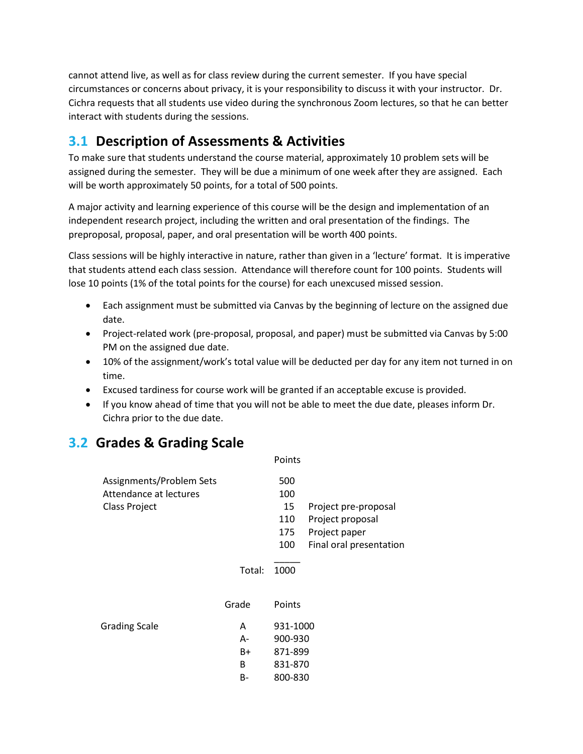cannot attend live, as well as for class review during the current semester. If you have special circumstances or concerns about privacy, it is your responsibility to discuss it with your instructor. Dr. Cichra requests that all students use video during the synchronous Zoom lectures, so that he can better interact with students during the sessions.

## 3.1 Description of Assessments & Activities

To make sure that students understand the course material, approximately 10 problem sets will be assigned during the semester. They will be due a minimum of one week after they are assigned. Each will be worth approximately 50 points, for a total of 500 points.

A major activity and learning experience of this course will be the design and implementation of an independent research project, including the written and oral presentation of the findings. The preproposal, proposal, paper, and oral presentation will be worth 400 points.

Class sessions will be highly interactive in nature, rather than given in a 'lecture' format. It is imperative that students attend each class session. Attendance will therefore count for 100 points. Students will lose 10 points (1% of the total points for the course) for each unexcused missed session.

- Each assignment must be submitted via Canvas by the beginning of lecture on the assigned due date.
- Project-related work (pre-proposal, proposal, and paper) must be submitted via Canvas by 5:00 PM on the assigned due date.
- 10% of the assignment/work's total value will be deducted per day for any item not turned in on time.
- Excused tardiness for course work will be granted if an acceptable excuse is provided.
- If you know ahead of time that you will not be able to meet the due date, pleases inform Dr. Cichra prior to the due date.

## 3.2 Grades & Grading Scale

| | Points | |
|---|---|---|
| Assignments/Problem Sets | 500 | |
| Attendance at lectures | 100 | |
| Class Project | 15 | Project pre-proposal |
| | 110 | Project proposal |
| | 175 | Project paper |
| | 100 | Final oral presentation |
| Total: | 1000 | |

| | Grade | Points |
|---|---|---|
| Grading Scale | A | 931-1000 |
| | A- | 900-930 |
| | B+ | 871-899 |
| | B | 831-870 |
| | B- | 800-830 |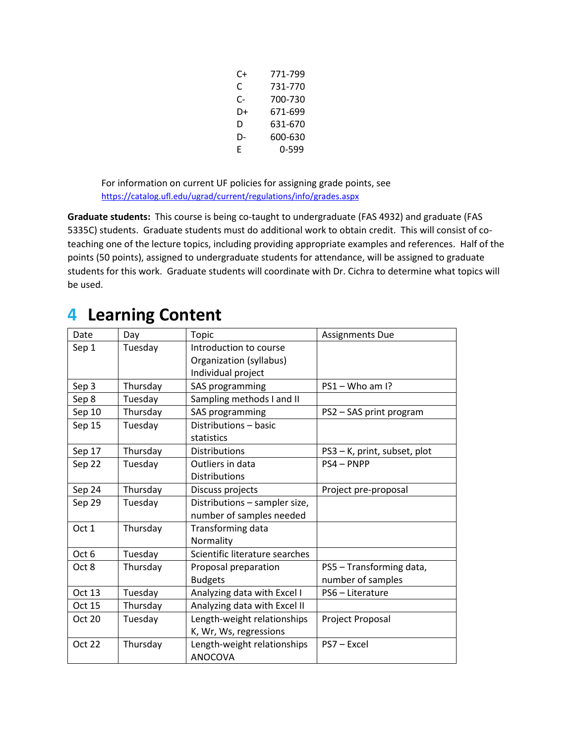| | |
|---|---|
| C+ | 771-799 |
| C | 731-770 |
| C- | 700-730 |
| D+ | 671-699 |
| D | 631-670 |
| D- | 600-630 |
| E | 0-599 |

For information on current UF policies for assigning grade points, see https://catalog.ufl.edu/ugrad/current/regulations/info/grades.aspx

**Graduate students:** This course is being co-taught to undergraduate (FAS 4932) and graduate (FAS 5335C) students. Graduate students must do additional work to obtain credit. This will consist of co-teaching one of the lecture topics, including providing appropriate examples and references. Half of the points (50 points), assigned to undergraduate students for attendance, will be assigned to graduate students for this work. Graduate students will coordinate with Dr. Cichra to determine what topics will be used.

# 4 Learning Content

| Date | Day | Topic | Assignments Due |
|---|---|---|---|
| Sep 1 | Tuesday | Introduction to course<br>Organization (syllabus)<br>Individual project | |
| Sep 3 | Thursday | SAS programming | PS1 – Who am I? |
| Sep 8 | Tuesday | Sampling methods I and II | |
| Sep 10 | Thursday | SAS programming | PS2 – SAS print program |
| Sep 15 | Tuesday | Distributions – basic statistics | |
| Sep 17 | Thursday | Distributions | PS3 – K, print, subset, plot |
| Sep 22 | Tuesday | Outliers in data<br>Distributions | PS4 – PNPP |
| Sep 24 | Thursday | Discuss projects | Project pre-proposal |
| Sep 29 | Tuesday | Distributions – sampler size, number of samples needed | |
| Oct 1 | Thursday | Transforming data<br>Normality | |
| Oct 6 | Tuesday | Scientific literature searches | |
| Oct 8 | Thursday | Proposal preparation<br>Budgets | PS5 – Transforming data, number of samples |
| Oct 13 | Tuesday | Analyzing data with Excel I | PS6 – Literature |
| Oct 15 | Thursday | Analyzing data with Excel II | |
| Oct 20 | Tuesday | Length-weight relationships<br>K, Wr, Ws, regressions | Project Proposal |
| Oct 22 | Thursday | Length-weight relationships<br>ANOCOVA | PS7 – Excel |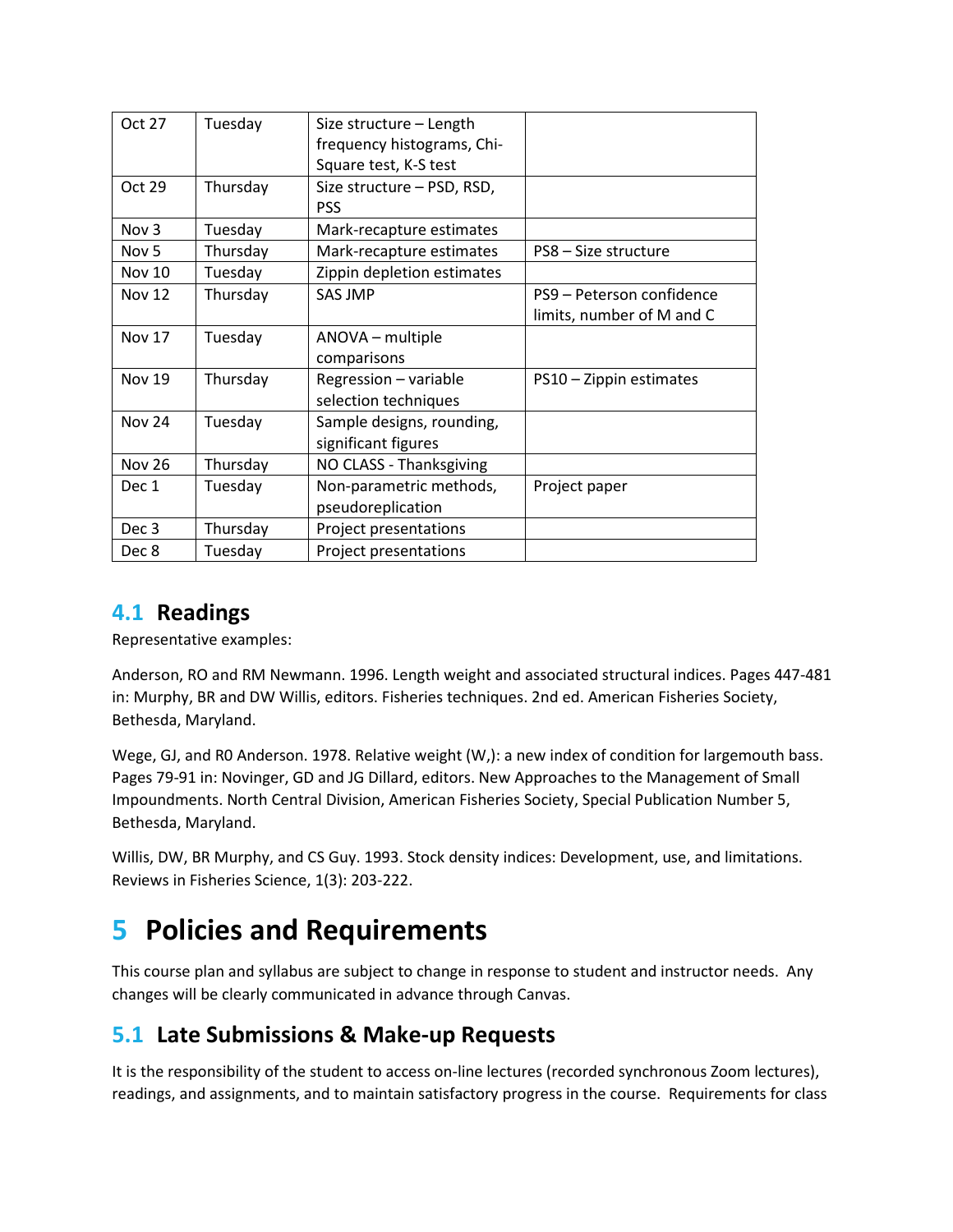| Oct 27 | Tuesday | Size structure – Length frequency histograms, Chi-Square test, K-S test | |
|---|---|---|---|
| Oct 29 | Thursday | Size structure – PSD, RSD, PSS | |
| Nov 3 | Tuesday | Mark-recapture estimates | |
| Nov 5 | Thursday | Mark-recapture estimates | PS8 – Size structure |
| Nov 10 | Tuesday | Zippin depletion estimates | |
| Nov 12 | Thursday | SAS JMP | PS9 – Peterson confidence limits, number of M and C |
| Nov 17 | Tuesday | ANOVA – multiple comparisons | |
| Nov 19 | Thursday | Regression – variable selection techniques | PS10 – Zippin estimates |
| Nov 24 | Tuesday | Sample designs, rounding, significant figures | |
| Nov 26 | Thursday | NO CLASS - Thanksgiving | |
| Dec 1 | Tuesday | Non-parametric methods, pseudoreplication | Project paper |
| Dec 3 | Thursday | Project presentations | |
| Dec 8 | Tuesday | Project presentations | |

## 4.1 Readings

Representative examples:

Anderson, RO and RM Newmann. 1996. Length weight and associated structural indices. Pages 447-481 in: Murphy, BR and DW Willis, editors. Fisheries techniques. 2nd ed. American Fisheries Society, Bethesda, Maryland.

Wege, GJ, and R0 Anderson. 1978. Relative weight (W,): a new index of condition for largemouth bass. Pages 79-91 in: Novinger, GD and JG Dillard, editors. New Approaches to the Management of Small Impoundments. North Central Division, American Fisheries Society, Special Publication Number 5, Bethesda, Maryland.

Willis, DW, BR Murphy, and CS Guy. 1993. Stock density indices: Development, use, and limitations. Reviews in Fisheries Science, 1(3): 203-222.

# 5 Policies and Requirements

This course plan and syllabus are subject to change in response to student and instructor needs. Any changes will be clearly communicated in advance through Canvas.

## 5.1 Late Submissions & Make-up Requests

It is the responsibility of the student to access on-line lectures (recorded synchronous Zoom lectures), readings, and assignments, and to maintain satisfactory progress in the course. Requirements for class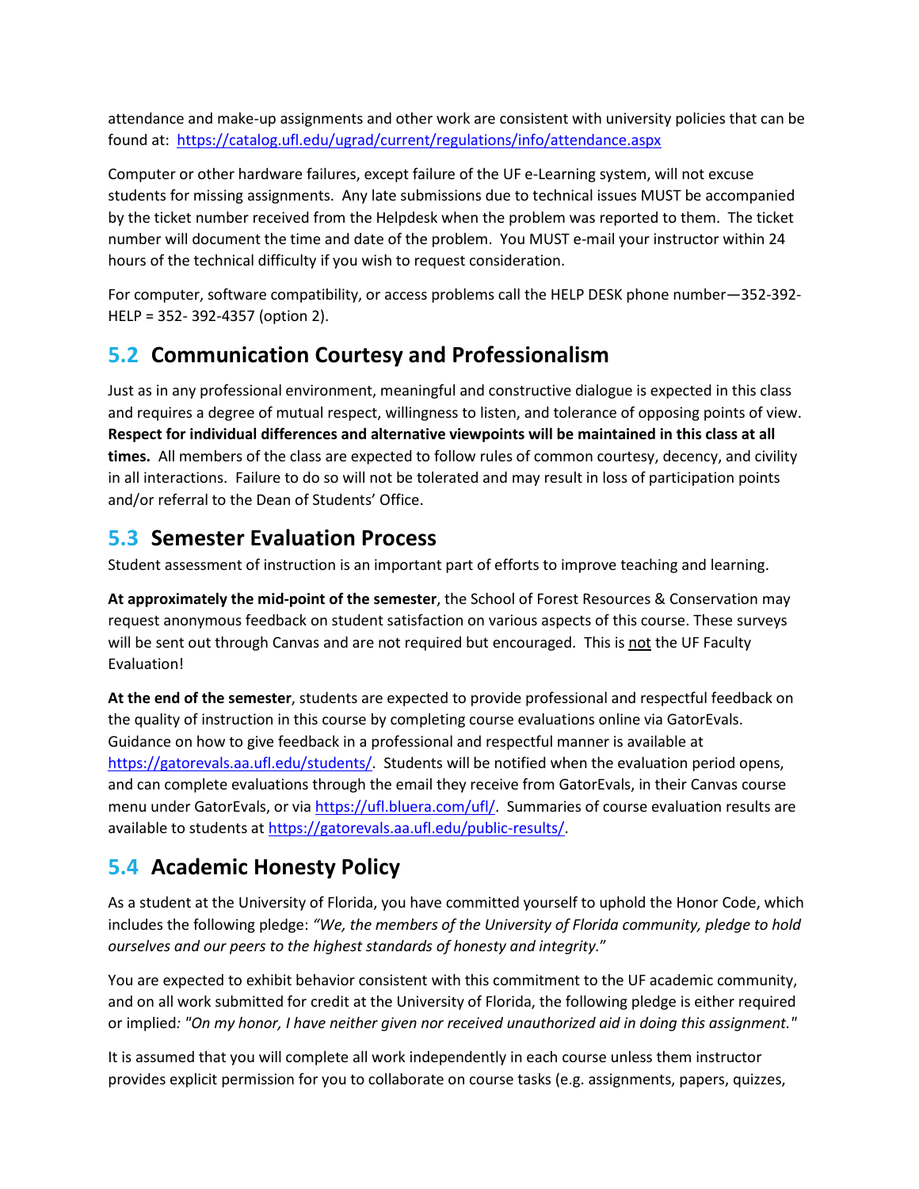attendance and make-up assignments and other work are consistent with university policies that can be found at: https://catalog.ufl.edu/ugrad/current/regulations/info/attendance.aspx

Computer or other hardware failures, except failure of the UF e-Learning system, will not excuse students for missing assignments. Any late submissions due to technical issues MUST be accompanied by the ticket number received from the Helpdesk when the problem was reported to them. The ticket number will document the time and date of the problem. You MUST e-mail your instructor within 24 hours of the technical difficulty if you wish to request consideration.

For computer, software compatibility, or access problems call the HELP DESK phone number—352-392-HELP = 352- 392-4357 (option 2).

## 5.2 Communication Courtesy and Professionalism

Just as in any professional environment, meaningful and constructive dialogue is expected in this class and requires a degree of mutual respect, willingness to listen, and tolerance of opposing points of view. **Respect for individual differences and alternative viewpoints will be maintained in this class at all times.** All members of the class are expected to follow rules of common courtesy, decency, and civility in all interactions. Failure to do so will not be tolerated and may result in loss of participation points and/or referral to the Dean of Students' Office.

## 5.3 Semester Evaluation Process

Student assessment of instruction is an important part of efforts to improve teaching and learning.

**At approximately the mid-point of the semester**, the School of Forest Resources & Conservation may request anonymous feedback on student satisfaction on various aspects of this course. These surveys will be sent out through Canvas and are not required but encouraged. This is not the UF Faculty Evaluation!

**At the end of the semester**, students are expected to provide professional and respectful feedback on the quality of instruction in this course by completing course evaluations online via GatorEvals. Guidance on how to give feedback in a professional and respectful manner is available at https://gatorevals.aa.ufl.edu/students/. Students will be notified when the evaluation period opens, and can complete evaluations through the email they receive from GatorEvals, in their Canvas course menu under GatorEvals, or via https://ufl.bluera.com/ufl/. Summaries of course evaluation results are available to students at https://gatorevals.aa.ufl.edu/public-results/.

## 5.4 Academic Honesty Policy

As a student at the University of Florida, you have committed yourself to uphold the Honor Code, which includes the following pledge: *"We, the members of the University of Florida community, pledge to hold ourselves and our peers to the highest standards of honesty and integrity."*

You are expected to exhibit behavior consistent with this commitment to the UF academic community, and on all work submitted for credit at the University of Florida, the following pledge is either required or implied: *"On my honor, I have neither given nor received unauthorized aid in doing this assignment."*

It is assumed that you will complete all work independently in each course unless them instructor provides explicit permission for you to collaborate on course tasks (e.g. assignments, papers, quizzes,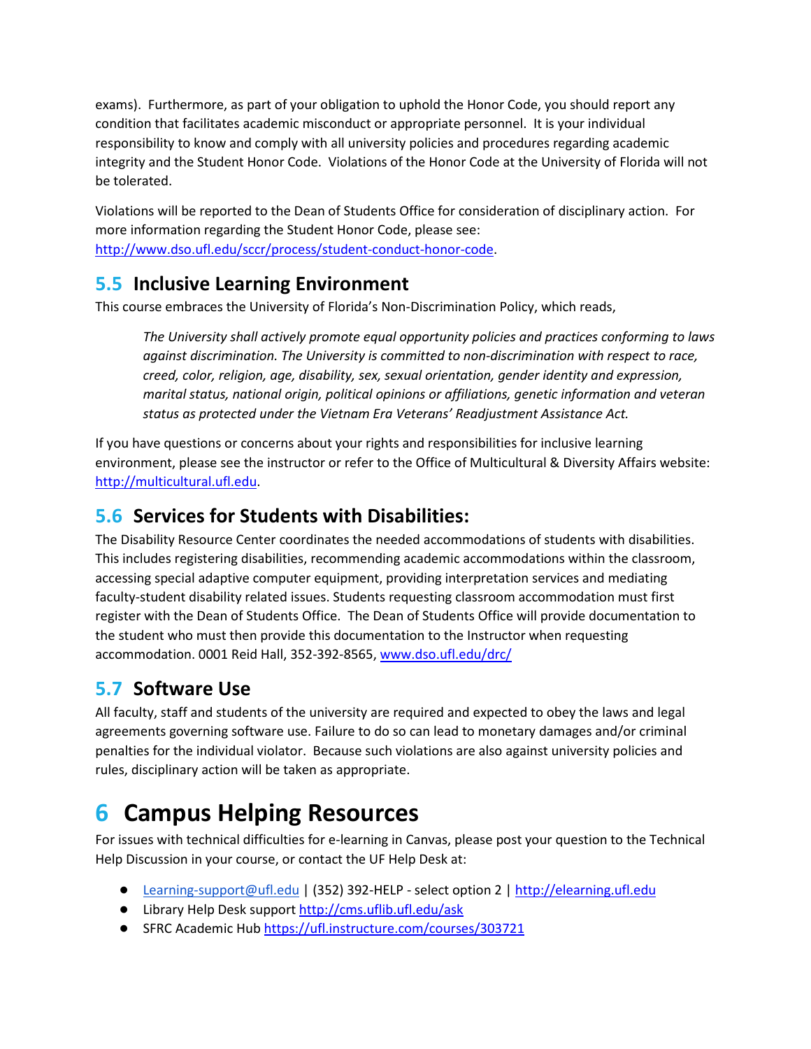exams). Furthermore, as part of your obligation to uphold the Honor Code, you should report any condition that facilitates academic misconduct or appropriate personnel. It is your individual responsibility to know and comply with all university policies and procedures regarding academic integrity and the Student Honor Code. Violations of the Honor Code at the University of Florida will not be tolerated.

Violations will be reported to the Dean of Students Office for consideration of disciplinary action. For more information regarding the Student Honor Code, please see: [http://www.dso.ufl.edu/sccr/process/student-conduct-honor-code](http://www.dso.ufl.edu/sccr/process/student-conduct-honor-code).

## 5.5 Inclusive Learning Environment

This course embraces the University of Florida's Non-Discrimination Policy, which reads,

> *The University shall actively promote equal opportunity policies and practices conforming to laws against discrimination. The University is committed to non-discrimination with respect to race, creed, color, religion, age, disability, sex, sexual orientation, gender identity and expression, marital status, national origin, political opinions or affiliations, genetic information and veteran status as protected under the Vietnam Era Veterans' Readjustment Assistance Act.*

If you have questions or concerns about your rights and responsibilities for inclusive learning environment, please see the instructor or refer to the Office of Multicultural & Diversity Affairs website: [http://multicultural.ufl.edu](http://multicultural.ufl.edu).

## 5.6 Services for Students with Disabilities:

The Disability Resource Center coordinates the needed accommodations of students with disabilities. This includes registering disabilities, recommending academic accommodations within the classroom, accessing special adaptive computer equipment, providing interpretation services and mediating faculty-student disability related issues. Students requesting classroom accommodation must first register with the Dean of Students Office. The Dean of Students Office will provide documentation to the student who must then provide this documentation to the Instructor when requesting accommodation. 0001 Reid Hall, 352-392-8565, [www.dso.ufl.edu/drc/](www.dso.ufl.edu/drc/)

## 5.7 Software Use

All faculty, staff and students of the university are required and expected to obey the laws and legal agreements governing software use. Failure to do so can lead to monetary damages and/or criminal penalties for the individual violator. Because such violations are also against university policies and rules, disciplinary action will be taken as appropriate.

# 6 Campus Helping Resources

For issues with technical difficulties for e-learning in Canvas, please post your question to the Technical Help Discussion in your course, or contact the UF Help Desk at:

- [Learning-support@ufl.edu](mailto:Learning-support@ufl.edu) | (352) 392-HELP - select option 2 | [http://elearning.ufl.edu](http://elearning.ufl.edu)
- Library Help Desk support [http://cms.uflib.ufl.edu/ask](http://cms.uflib.ufl.edu/ask)
- SFRC Academic Hub [https://ufl.instructure.com/courses/303721](https://ufl.instructure.com/courses/303721)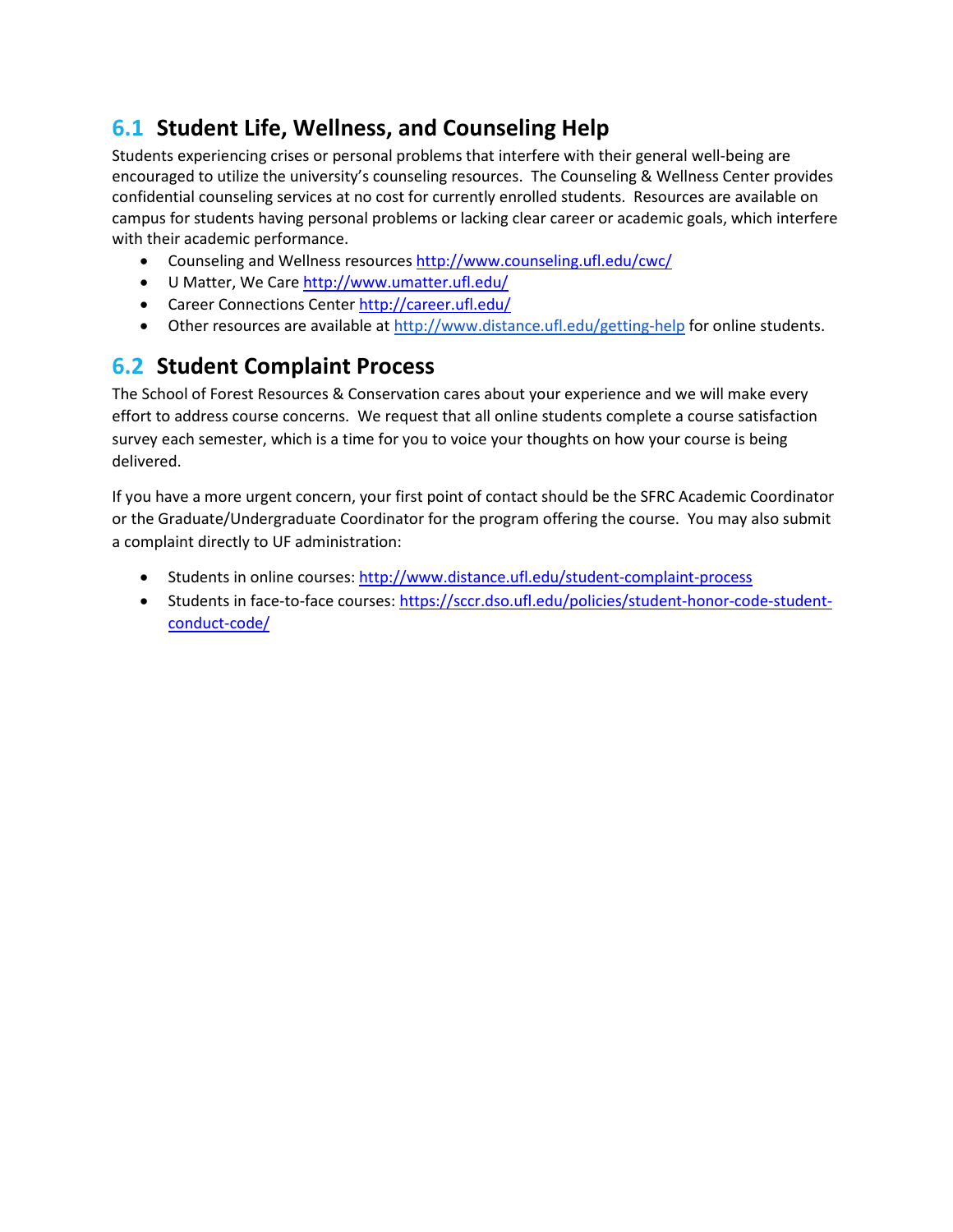## 6.1 Student Life, Wellness, and Counseling Help

Students experiencing crises or personal problems that interfere with their general well-being are encouraged to utilize the university's counseling resources. The Counseling & Wellness Center provides confidential counseling services at no cost for currently enrolled students. Resources are available on campus for students having personal problems or lacking clear career or academic goals, which interfere with their academic performance.

- Counseling and Wellness resources http://www.counseling.ufl.edu/cwc/
- U Matter, We Care http://www.umatter.ufl.edu/
- Career Connections Center http://career.ufl.edu/
- Other resources are available at http://www.distance.ufl.edu/getting-help for online students.

## 6.2 Student Complaint Process

The School of Forest Resources & Conservation cares about your experience and we will make every effort to address course concerns. We request that all online students complete a course satisfaction survey each semester, which is a time for you to voice your thoughts on how your course is being delivered.

If you have a more urgent concern, your first point of contact should be the SFRC Academic Coordinator or the Graduate/Undergraduate Coordinator for the program offering the course. You may also submit a complaint directly to UF administration:

- Students in online courses: http://www.distance.ufl.edu/student-complaint-process
- Students in face-to-face courses: https://sccr.dso.ufl.edu/policies/student-honor-code-student-conduct-code/